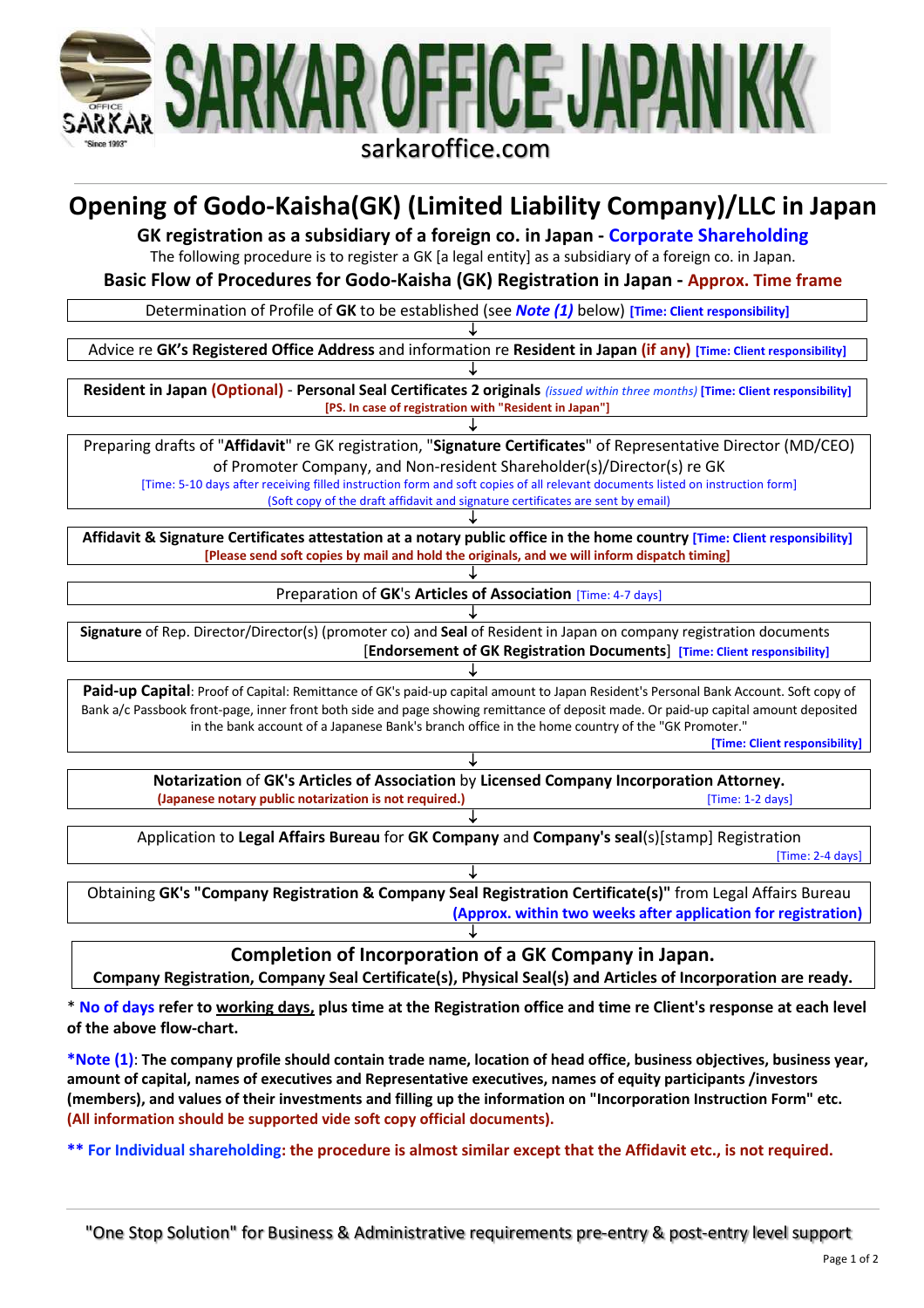# SARKAR OFFICE JAPAN KK

sarkaroffice.com

# Opening of Godo-Kaisha(GK) (Limited Liability Company)/LLC in Japan

## GK registration as a subsidiary of a foreign co. in Japan - Corporate Shareholding

The following procedure is to register a GK [a legal entity] as a subsidiary of a foreign co. in Japan.

### Basic Flow of Procedures for Godo-Kaisha (GK) Registration in Japan - Approx. Time frame

Determination of Profile of **GK** to be established (see ***Note (1)*** below) **[Time: Client responsibility]**

↓

Advice re **GK's Registered Office Address** and information re **Resident in Japan** **(if any)** **[Time: Client responsibility]**

↓

**Resident in Japan (Optional)** - **Personal Seal Certificates 2 originals** *(issued within three months)* **[Time: Client responsibility]**
**[PS. In case of registration with "Resident in Japan"]**

↓

Preparing drafts of "**Affidavit**" re GK registration, "**Signature Certificates**" of Representative Director (MD/CEO) of Promoter Company, and Non-resident Shareholder(s)/Director(s) re GK
[Time: 5-10 days after receiving filled instruction form and soft copies of all relevant documents listed on instruction form]
(Soft copy of the draft affidavit and signature certificates are sent by email)

↓

**Affidavit & Signature Certificates attestation at a notary public office in the home country** **[Time: Client responsibility]**
**[Please send soft copies by mail and hold the originals, and we will inform dispatch timing]**

↓

Preparation of **GK**'s **Articles of Association** [Time: 4-7 days]

↓

**Signature** of Rep. Director/Director(s) (promoter co) and **Seal** of Resident in Japan on company registration documents [**Endorsement of GK Registration Documents**] **[Time: Client responsibility]**

↓

**Paid-up Capital**: Proof of Capital: Remittance of GK's paid-up capital amount to Japan Resident's Personal Bank Account. Soft copy of Bank a/c Passbook front-page, inner front both side and page showing remittance of deposit made. Or paid-up capital amount deposited in the bank account of a Japanese Bank's branch office in the home country of the "GK Promoter."
**[Time: Client responsibility]**

↓

**Notarization** of **GK's Articles of Association** by **Licensed Company Incorporation Attorney.**
**(Japanese notary public notarization is not required.)** [Time: 1-2 days]

↓

Application to **Legal Affairs Bureau** for **GK Company** and **Company's seal**(s)[stamp] Registration
[Time: 2-4 days]

↓

Obtaining **GK's "Company Registration & Company Seal Registration Certificate(s)"** from Legal Affairs Bureau
**(Approx. within two weeks after application for registration)**

↓

**Completion of Incorporation of a GK Company in Japan.**
**Company Registration, Company Seal Certificate(s), Physical Seal(s) and Articles of Incorporation are ready.**

\* **No of days refer to working days, plus time at the Registration office and time re Client's response at each level of the above flow-chart.**

**\*Note (1): The company profile should contain trade name, location of head office, business objectives, business year, amount of capital, names of executives and Representative executives, names of equity participants /investors (members), and values of their investments and filling up the information on "Incorporation Instruction Form" etc. (All information should be supported vide soft copy official documents).**

**\*\* For Individual shareholding: the procedure is almost similar except that the Affidavit etc., is not required.**

"One Stop Solution" for Business & Administrative requirements pre-entry & post-entry level support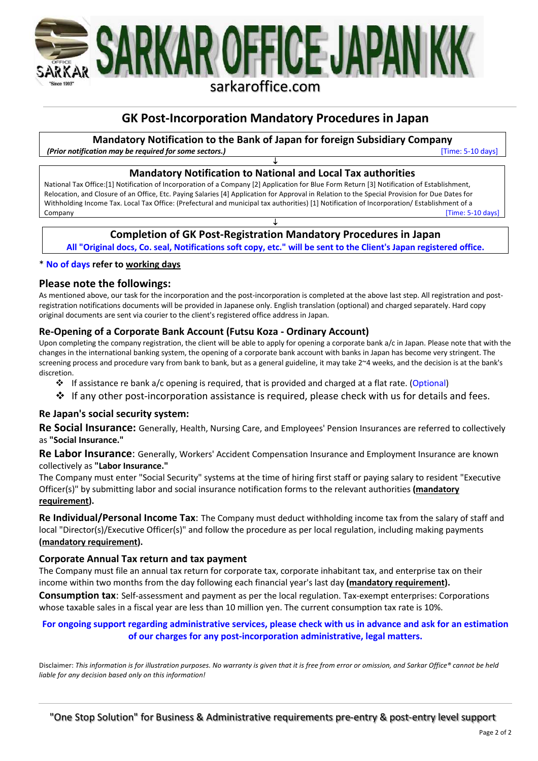SARKAR OFFICE JAPAN KK

sarkaroffice.com

# GK Post-Incorporation Mandatory Procedures in Japan

**Mandatory Notification to the Bank of Japan for foreign Subsidiary Company**

***(Prior notification may be required for some sectors.)*** [Time: 5-10 days]

↓

**Mandatory Notification to National and Local Tax authorities**

National Tax Office:[1] Notification of Incorporation of a Company [2] Application for Blue Form Return [3] Notification of Establishment, Relocation, and Closure of an Office, Etc. Paying Salaries [4] Application for Approval in Relation to the Special Provision for Due Dates for Withholding Income Tax. Local Tax Office: (Prefectural and municipal tax authorities) [1] Notification of Incorporation/ Establishment of a Company [Time: 5-10 days]

↓

**Completion of GK Post-Registration Mandatory Procedures in Japan**

**All "Original docs, Co. seal, Notifications soft copy, etc." will be sent to the Client's Japan registered office.**

\* **No of days** refer to **working days**

## Please note the followings:

As mentioned above, our task for the incorporation and the post-incorporation is completed at the above last step. All registration and post-registration notifications documents will be provided in Japanese only. English translation (optional) and charged separately. Hard copy original documents are sent via courier to the client's registered office address in Japan.

### Re-Opening of a Corporate Bank Account (Futsu Koza - Ordinary Account)

Upon completing the company registration, the client will be able to apply for opening a corporate bank a/c in Japan. Please note that with the changes in the international banking system, the opening of a corporate bank account with banks in Japan has become very stringent. The screening process and procedure vary from bank to bank, but as a general guideline, it may take 2~4 weeks, and the decision is at the bank's discretion.

- If assistance re bank a/c opening is required, that is provided and charged at a flat rate. (Optional)
- If any other post-incorporation assistance is required, please check with us for details and fees.

### Re Japan's social security system:

**Re Social Insurance:** Generally, Health, Nursing Care, and Employees' Pension Insurances are referred to collectively as **"Social Insurance."**

**Re Labor Insurance**: Generally, Workers' Accident Compensation Insurance and Employment Insurance are known collectively as **"Labor Insurance."**

The Company must enter "Social Security" systems at the time of hiring first staff or paying salary to resident "Executive Officer(s)" by submitting labor and social insurance notification forms to the relevant authorities **(mandatory requirement).**

**Re Individual/Personal Income Tax**: The Company must deduct withholding income tax from the salary of staff and local "Director(s)/Executive Officer(s)" and follow the procedure as per local regulation, including making payments **(mandatory requirement).**

### Corporate Annual Tax return and tax payment

The Company must file an annual tax return for corporate tax, corporate inhabitant tax, and enterprise tax on their income within two months from the day following each financial year's last day **(mandatory requirement).**

**Consumption tax**: Self-assessment and payment as per the local regulation. Tax-exempt enterprises: Corporations whose taxable sales in a fiscal year are less than 10 million yen. The current consumption tax rate is 10%.

**For ongoing support regarding administrative services, please check with us in advance and ask for an estimation of our charges for any post-incorporation administrative, legal matters.**

Disclaimer: *This information is for illustration purposes. No warranty is given that it is free from error or omission, and Sarkar Office® cannot be held liable for any decision based only on this information!*

"One Stop Solution" for Business & Administrative requirements pre-entry & post-entry level support